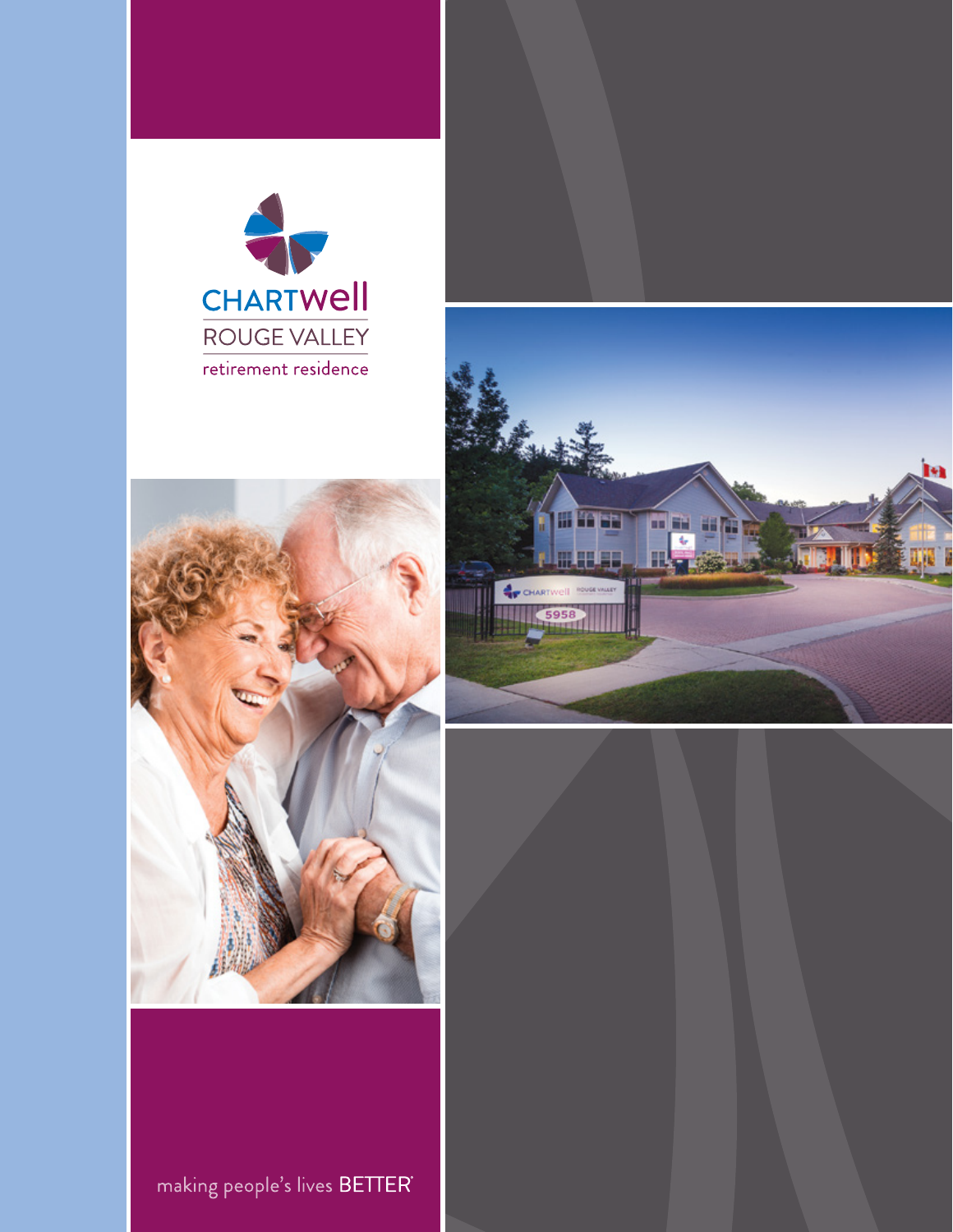# CHARTWell

## ROUGE VALLEY

retirement residence

making people's lives BETTER®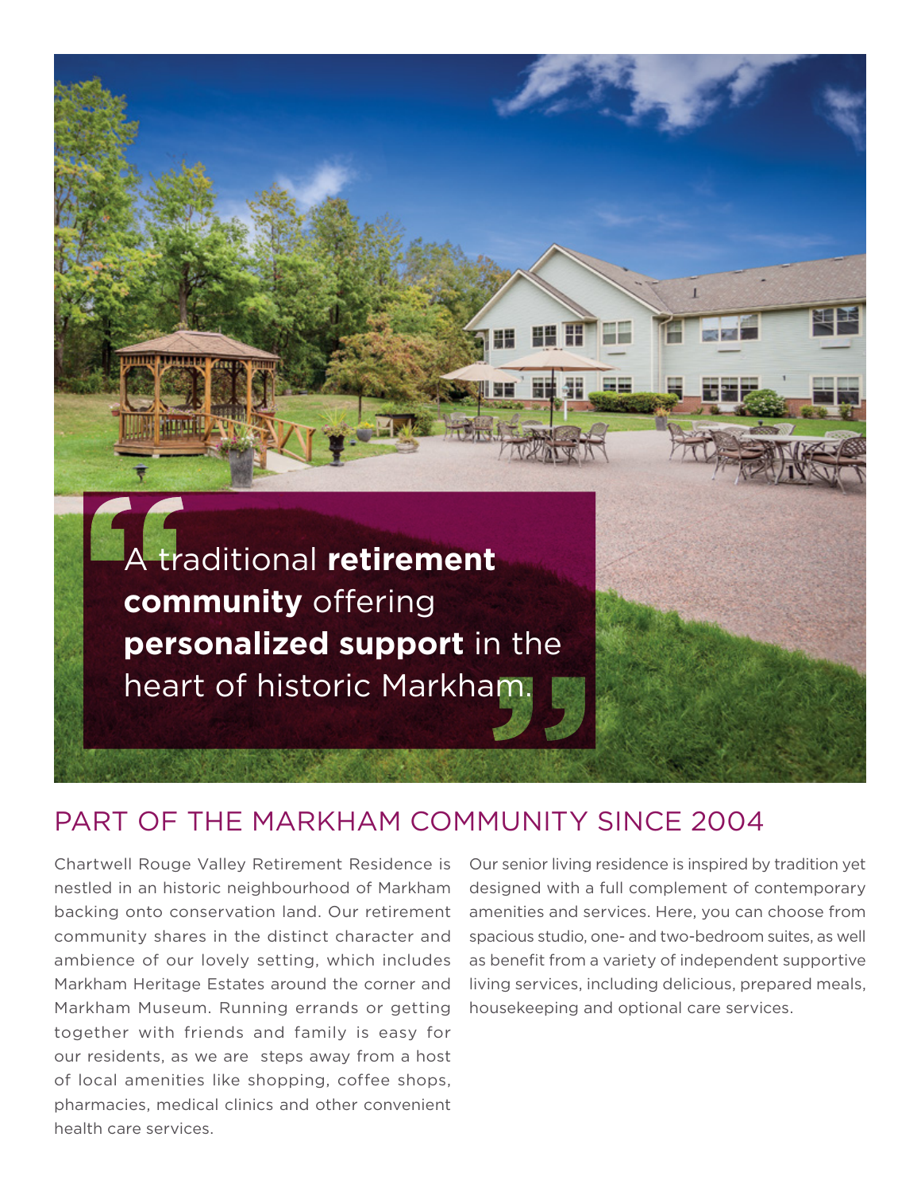> A traditional **retirement community** offering **personalized support** in the heart of historic Markham.

## PART OF THE MARKHAM COMMUNITY SINCE 2004

Chartwell Rouge Valley Retirement Residence is nestled in an historic neighbourhood of Markham backing onto conservation land. Our retirement community shares in the distinct character and ambience of our lovely setting, which includes Markham Heritage Estates around the corner and Markham Museum. Running errands or getting together with friends and family is easy for our residents, as we are steps away from a host of local amenities like shopping, coffee shops, pharmacies, medical clinics and other convenient health care services.

Our senior living residence is inspired by tradition yet designed with a full complement of contemporary amenities and services. Here, you can choose from spacious studio, one- and two-bedroom suites, as well as benefit from a variety of independent supportive living services, including delicious, prepared meals, housekeeping and optional care services.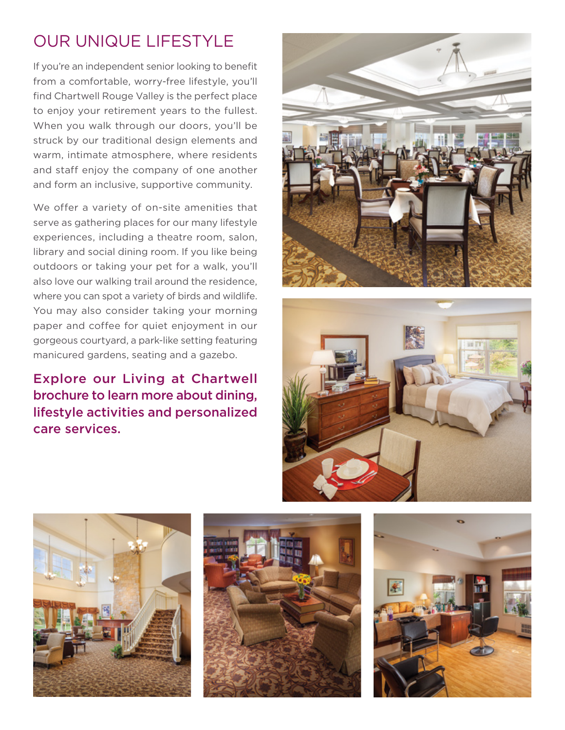# OUR UNIQUE LIFESTYLE

If you're an independent senior looking to benefit from a comfortable, worry-free lifestyle, you'll find Chartwell Rouge Valley is the perfect place to enjoy your retirement years to the fullest. When you walk through our doors, you'll be struck by our traditional design elements and warm, intimate atmosphere, where residents and staff enjoy the company of one another and form an inclusive, supportive community.

We offer a variety of on-site amenities that serve as gathering places for our many lifestyle experiences, including a theatre room, salon, library and social dining room. If you like being outdoors or taking your pet for a walk, you'll also love our walking trail around the residence, where you can spot a variety of birds and wildlife. You may also consider taking your morning paper and coffee for quiet enjoyment in our gorgeous courtyard, a park-like setting featuring manicured gardens, seating and a gazebo.

**Explore our Living at Chartwell brochure to learn more about dining, lifestyle activities and personalized care services.**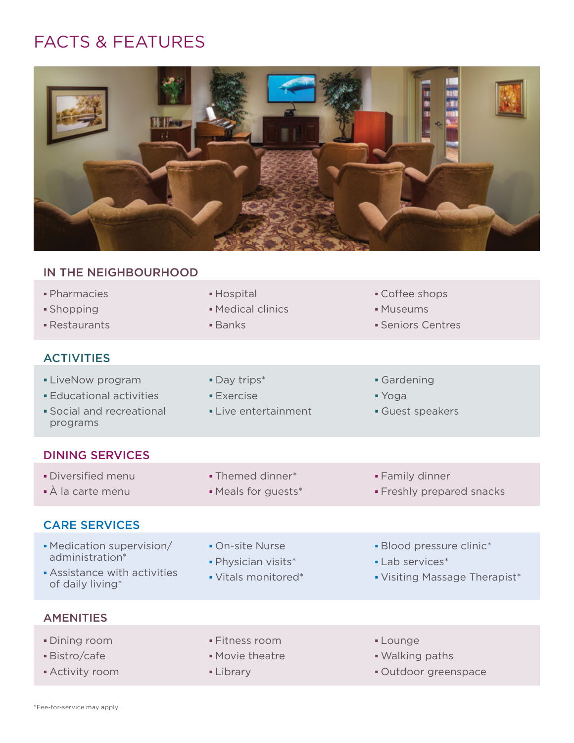# FACTS & FEATURES

## IN THE NEIGHBOURHOOD

- Pharmacies
- Shopping
- Restaurants
- Hospital
- Medical clinics
- Banks
- Coffee shops
- Museums
- Seniors Centres

## ACTIVITIES

- LiveNow program
- Educational activities
- Social and recreational programs
- Day trips*
- Exercise
- Live entertainment
- Gardening
- Yoga
- Guest speakers

## DINING SERVICES

- Diversified menu
- À la carte menu
- Themed dinner*
- Meals for guests*
- Family dinner
- Freshly prepared snacks

## CARE SERVICES

- Medication supervision/ administration*
- Assistance with activities of daily living*
- On-site Nurse
- Physician visits*
- Vitals monitored*
- Blood pressure clinic*
- Lab services*
- Visiting Massage Therapist*

## AMENITIES

- Dining room
- Bistro/cafe
- Activity room
- Fitness room
- Movie theatre
- Library
- Lounge
- Walking paths
- Outdoor greenspace

*Fee-for-service may apply.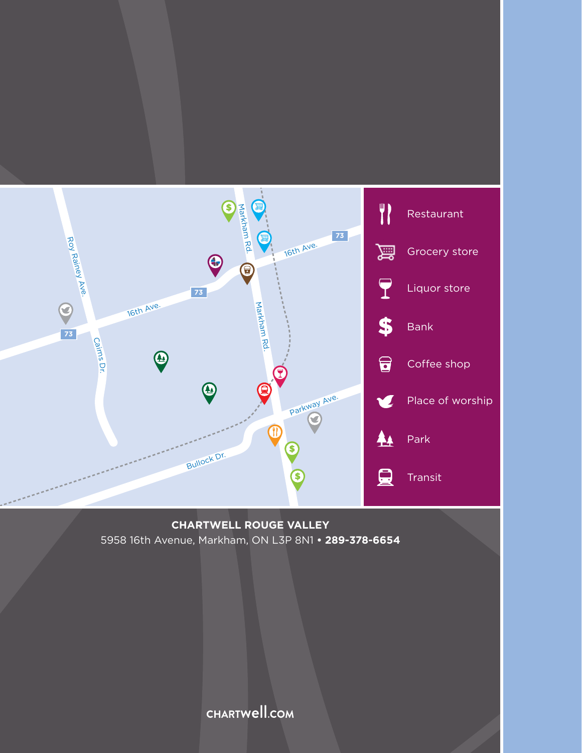Roy Rainey Ave.

Markham Rd.

16th Ave.

73

Cairns Dr.

Parkway Ave.

Bullock Dr.

Restaurant

Grocery store

Liquor store

Bank

Coffee shop

Place of worship

Park

Transit

**CHARTWELL ROUGE VALLEY**

5958 16th Avenue, Markham, ON L3P 8N1 • **289-378-6654**

CHARTWELL.COM